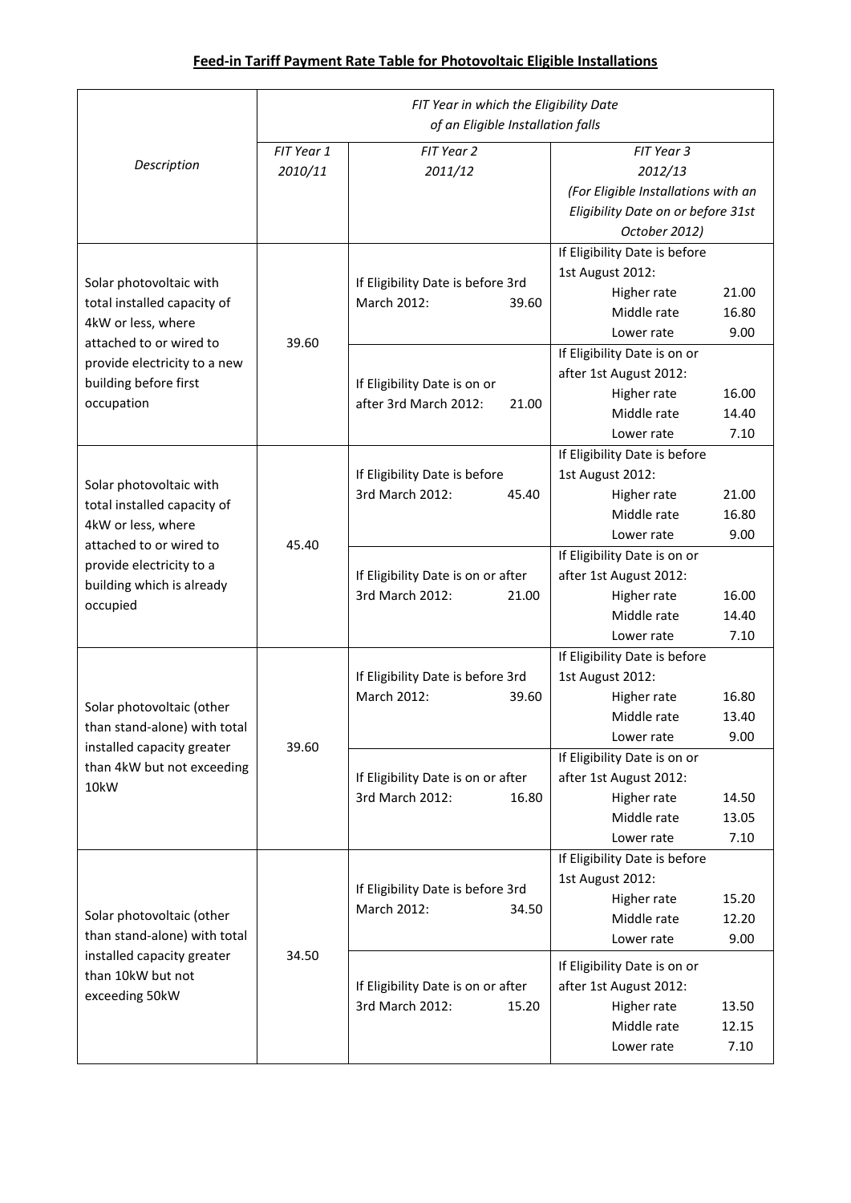**Feed-in Tariff Payment Rate Table for Photovoltaic Eligible Installations**

| *Description* | *FIT Year in which the Eligibility Date of an Eligible Installation falls* | | |
|---|---|---|---|
| | *FIT Year 1 2010/11* | *FIT Year 2 2011/12* | *FIT Year 3 2012/13 (For Eligible Installations with an Eligibility Date on or before 31st October 2012)* |
| Solar photovoltaic with total installed capacity of 4kW or less, where attached to or wired to provide electricity to a new building before first occupation | 39.60 | If Eligibility Date is before 3rd March 2012: 39.60 | If Eligibility Date is before 1st August 2012: Higher rate 21.00; Middle rate 16.80; Lower rate 9.00 |
| | | If Eligibility Date is on or after 3rd March 2012: 21.00 | If Eligibility Date is on or after 1st August 2012: Higher rate 16.00; Middle rate 14.40; Lower rate 7.10 |
| Solar photovoltaic with total installed capacity of 4kW or less, where attached to or wired to provide electricity to a building which is already occupied | 45.40 | If Eligibility Date is before 3rd March 2012: 45.40 | If Eligibility Date is before 1st August 2012: Higher rate 21.00; Middle rate 16.80; Lower rate 9.00 |
| | | If Eligibility Date is on or after 3rd March 2012: 21.00 | If Eligibility Date is on or after 1st August 2012: Higher rate 16.00; Middle rate 14.40; Lower rate 7.10 |
| Solar photovoltaic (other than stand-alone) with total installed capacity greater than 4kW but not exceeding 10kW | 39.60 | If Eligibility Date is before 3rd March 2012: 39.60 | If Eligibility Date is before 1st August 2012: Higher rate 16.80; Middle rate 13.40; Lower rate 9.00 |
| | | If Eligibility Date is on or after 3rd March 2012: 16.80 | If Eligibility Date is on or after 1st August 2012: Higher rate 14.50; Middle rate 13.05; Lower rate 7.10 |
| Solar photovoltaic (other than stand-alone) with total installed capacity greater than 10kW but not exceeding 50kW | 34.50 | If Eligibility Date is before 3rd March 2012: 34.50 | If Eligibility Date is before 1st August 2012: Higher rate 15.20; Middle rate 12.20; Lower rate 9.00 |
| | | If Eligibility Date is on or after 3rd March 2012: 15.20 | If Eligibility Date is on or after 1st August 2012: Higher rate 13.50; Middle rate 12.15; Lower rate 7.10 |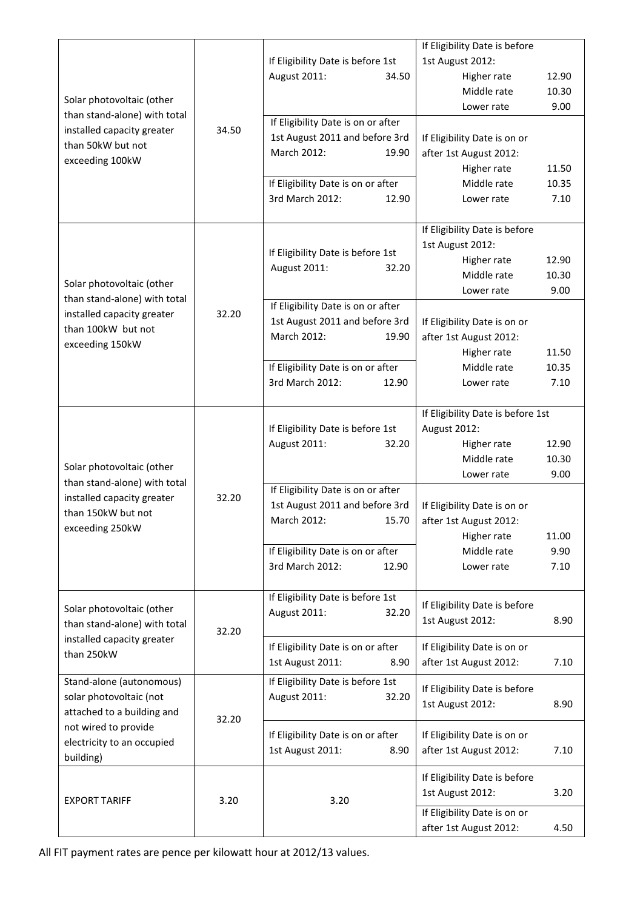| | | | |
|---|---|---|---|
| Solar photovoltaic (other than stand-alone) with total installed capacity greater than 50kW but not exceeding 100kW | 34.50 | If Eligibility Date is before 1st August 2011: 34.50 | If Eligibility Date is before 1st August 2012: Higher rate 12.90 Middle rate 10.30 Lower rate 9.00 |
| | | If Eligibility Date is on or after 1st August 2011 and before 3rd March 2012: 19.90 | If Eligibility Date is on or after 1st August 2012: Higher rate 11.50 Middle rate 10.35 Lower rate 7.10 |
| | | If Eligibility Date is on or after 3rd March 2012: 12.90 | |
| Solar photovoltaic (other than stand-alone) with total installed capacity greater than 100kW but not exceeding 150kW | 32.20 | If Eligibility Date is before 1st August 2011: 32.20 | If Eligibility Date is before 1st August 2012: Higher rate 12.90 Middle rate 10.30 Lower rate 9.00 |
| | | If Eligibility Date is on or after 1st August 2011 and before 3rd March 2012: 19.90 | If Eligibility Date is on or after 1st August 2012: Higher rate 11.50 Middle rate 10.35 Lower rate 7.10 |
| | | If Eligibility Date is on or after 3rd March 2012: 12.90 | |
| Solar photovoltaic (other than stand-alone) with total installed capacity greater than 150kW but not exceeding 250kW | 32.20 | If Eligibility Date is before 1st August 2011: 32.20 | If Eligibility Date is before 1st August 2012: Higher rate 12.90 Middle rate 10.30 Lower rate 9.00 |
| | | If Eligibility Date is on or after 1st August 2011 and before 3rd March 2012: 15.70 | If Eligibility Date is on or after 1st August 2012: Higher rate 11.00 Middle rate 9.90 Lower rate 7.10 |
| | | If Eligibility Date is on or after 3rd March 2012: 12.90 | |
| Solar photovoltaic (other than stand-alone) with total installed capacity greater than 250kW | 32.20 | If Eligibility Date is before 1st August 2011: 32.20 | If Eligibility Date is before 1st August 2012: 8.90 |
| | | If Eligibility Date is on or after 1st August 2011: 8.90 | If Eligibility Date is on or after 1st August 2012: 7.10 |
| Stand-alone (autonomous) solar photovoltaic (not attached to a building and not wired to provide electricity to an occupied building) | 32.20 | If Eligibility Date is before 1st August 2011: 32.20 | If Eligibility Date is before 1st August 2012: 8.90 |
| | | If Eligibility Date is on or after 1st August 2011: 8.90 | If Eligibility Date is on or after 1st August 2012: 7.10 |
| EXPORT TARIFF | 3.20 | 3.20 | If Eligibility Date is before 1st August 2012: 3.20 |
| | | | If Eligibility Date is on or after 1st August 2012: 4.50 |

All FIT payment rates are pence per kilowatt hour at 2012/13 values.